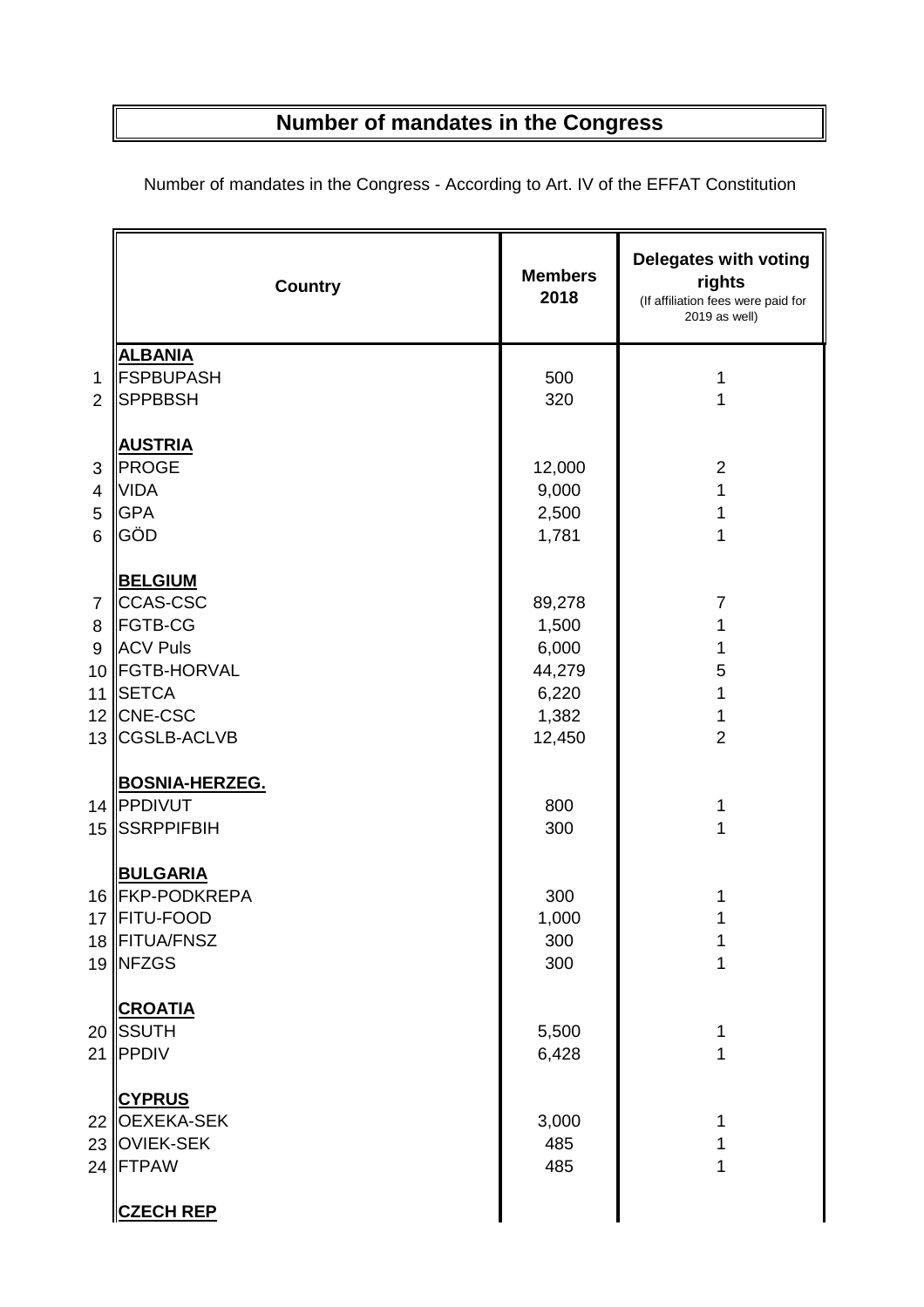# Number of mandates in the Congress

Number of mandates in the Congress - According to Art. IV of the EFFAT Constitution

| | Country | Members 2018 | Delegates with voting rights (If affiliation fees were paid for 2019 as well) |
|---|---|---|---|
| | **ALBANIA** | | |
| 1 | FSPBUPASH | 500 | 1 |
| 2 | SPPBBSH | 320 | 1 |
| | **AUSTRIA** | | |
| 3 | PROGE | 12,000 | 2 |
| 4 | VIDA | 9,000 | 1 |
| 5 | GPA | 2,500 | 1 |
| 6 | GÖD | 1,781 | 1 |
| | **BELGIUM** | | |
| 7 | CCAS-CSC | 89,278 | 7 |
| 8 | FGTB-CG | 1,500 | 1 |
| 9 | ACV Puls | 6,000 | 1 |
| 10 | FGTB-HORVAL | 44,279 | 5 |
| 11 | SETCA | 6,220 | 1 |
| 12 | CNE-CSC | 1,382 | 1 |
| 13 | CGSLB-ACLVB | 12,450 | 2 |
| | **BOSNIA-HERZEG.** | | |
| 14 | PPDIVUT | 800 | 1 |
| 15 | SSRPPIFBIH | 300 | 1 |
| | **BULGARIA** | | |
| 16 | FKP-PODKREPA | 300 | 1 |
| 17 | FITU-FOOD | 1,000 | 1 |
| 18 | FITUA/FNSZ | 300 | 1 |
| 19 | NFZGS | 300 | 1 |
| | **CROATIA** | | |
| 20 | SSUTH | 5,500 | 1 |
| 21 | PPDIV | 6,428 | 1 |
| | **CYPRUS** | | |
| 22 | OEXEKA-SEK | 3,000 | 1 |
| 23 | OVIEK-SEK | 485 | 1 |
| 24 | FTPAW | 485 | 1 |
| | **CZECH REP** | | |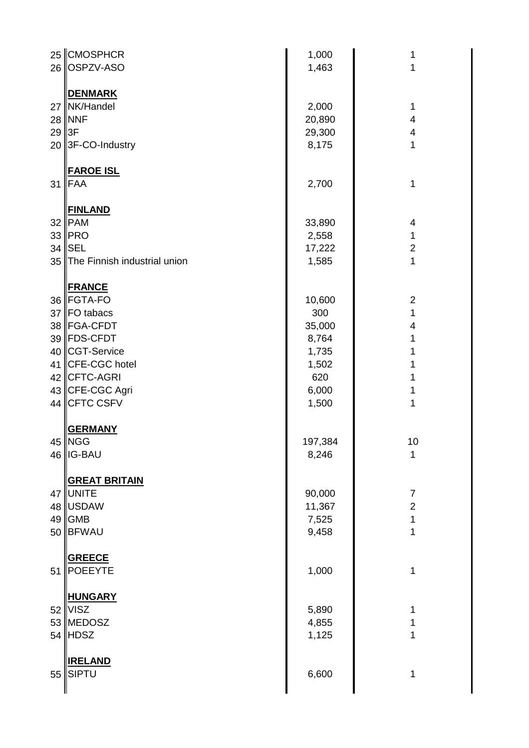| | | | |
|---|---|---|---|
| 25 | CMOSPHCR | 1,000 | 1 |
| 26 | OSPZV-ASO | 1,463 | 1 |
| | **DENMARK** | | |
| 27 | NK/Handel | 2,000 | 1 |
| 28 | NNF | 20,890 | 4 |
| 29 | 3F | 29,300 | 4 |
| 20 | 3F-CO-Industry | 8,175 | 1 |
| | **FAROE ISL** | | |
| 31 | FAA | 2,700 | 1 |
| | **FINLAND** | | |
| 32 | PAM | 33,890 | 4 |
| 33 | PRO | 2,558 | 1 |
| 34 | SEL | 17,222 | 2 |
| 35 | The Finnish industrial union | 1,585 | 1 |
| | **FRANCE** | | |
| 36 | FGTA-FO | 10,600 | 2 |
| 37 | FO tabacs | 300 | 1 |
| 38 | FGA-CFDT | 35,000 | 4 |
| 39 | FDS-CFDT | 8,764 | 1 |
| 40 | CGT-Service | 1,735 | 1 |
| 41 | CFE-CGC hotel | 1,502 | 1 |
| 42 | CFTC-AGRI | 620 | 1 |
| 43 | CFE-CGC Agri | 6,000 | 1 |
| 44 | CFTC CSFV | 1,500 | 1 |
| | **GERMANY** | | |
| 45 | NGG | 197,384 | 10 |
| 46 | IG-BAU | 8,246 | 1 |
| | **GREAT BRITAIN** | | |
| 47 | UNITE | 90,000 | 7 |
| 48 | USDAW | 11,367 | 2 |
| 49 | GMB | 7,525 | 1 |
| 50 | BFWAU | 9,458 | 1 |
| | **GREECE** | | |
| 51 | POEEYTE | 1,000 | 1 |
| | **HUNGARY** | | |
| 52 | VISZ | 5,890 | 1 |
| 53 | MEDOSZ | 4,855 | 1 |
| 54 | HDSZ | 1,125 | 1 |
| | **IRELAND** | | |
| 55 | SIPTU | 6,600 | 1 |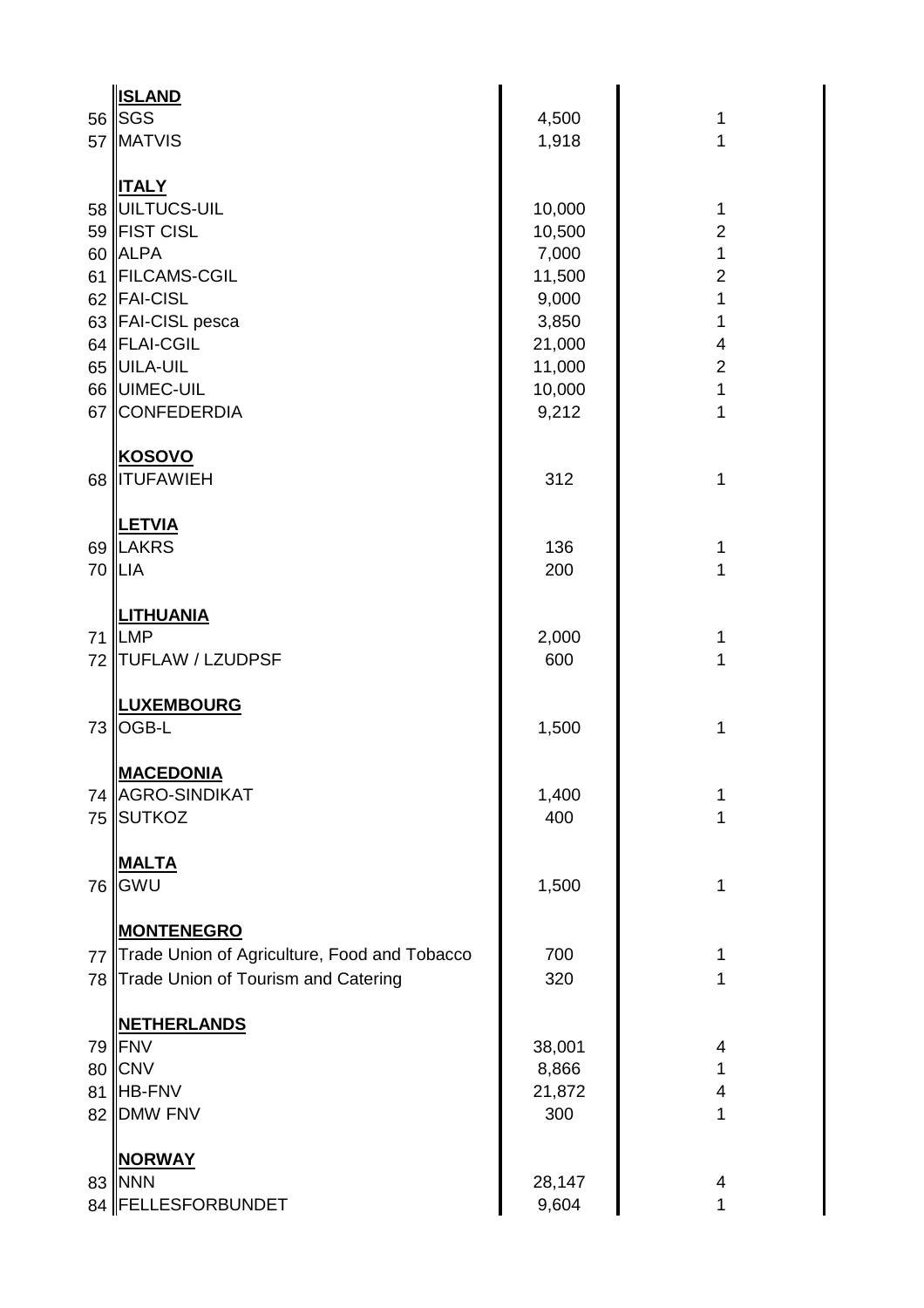| | | | |
|---|---|---|---|
| | **ISLAND** | | |
| 56 | SGS | 4,500 | 1 |
| 57 | MATVIS | 1,918 | 1 |
| | **ITALY** | | |
| 58 | UILTUCS-UIL | 10,000 | 1 |
| 59 | FIST CISL | 10,500 | 2 |
| 60 | ALPA | 7,000 | 1 |
| 61 | FILCAMS-CGIL | 11,500 | 2 |
| 62 | FAI-CISL | 9,000 | 1 |
| 63 | FAI-CISL pesca | 3,850 | 1 |
| 64 | FLAI-CGIL | 21,000 | 4 |
| 65 | UILA-UIL | 11,000 | 2 |
| 66 | UIMEC-UIL | 10,000 | 1 |
| 67 | CONFEDERDIA | 9,212 | 1 |
| | **KOSOVO** | | |
| 68 | ITUFAWIEH | 312 | 1 |
| | **LETVIA** | | |
| 69 | LAKRS | 136 | 1 |
| 70 | LIA | 200 | 1 |
| | **LITHUANIA** | | |
| 71 | LMP | 2,000 | 1 |
| 72 | TUFLAW / LZUDPSF | 600 | 1 |
| | **LUXEMBOURG** | | |
| 73 | OGB-L | 1,500 | 1 |
| | **MACEDONIA** | | |
| 74 | AGRO-SINDIKAT | 1,400 | 1 |
| 75 | SUTKOZ | 400 | 1 |
| | **MALTA** | | |
| 76 | GWU | 1,500 | 1 |
| | **MONTENEGRO** | | |
| 77 | Trade Union of Agriculture, Food and Tobacco | 700 | 1 |
| 78 | Trade Union of Tourism and Catering | 320 | 1 |
| | **NETHERLANDS** | | |
| 79 | FNV | 38,001 | 4 |
| 80 | CNV | 8,866 | 1 |
| 81 | HB-FNV | 21,872 | 4 |
| 82 | DMW FNV | 300 | 1 |
| | **NORWAY** | | |
| 83 | NNN | 28,147 | 4 |
| 84 | FELLESFORBUNDET | 9,604 | 1 |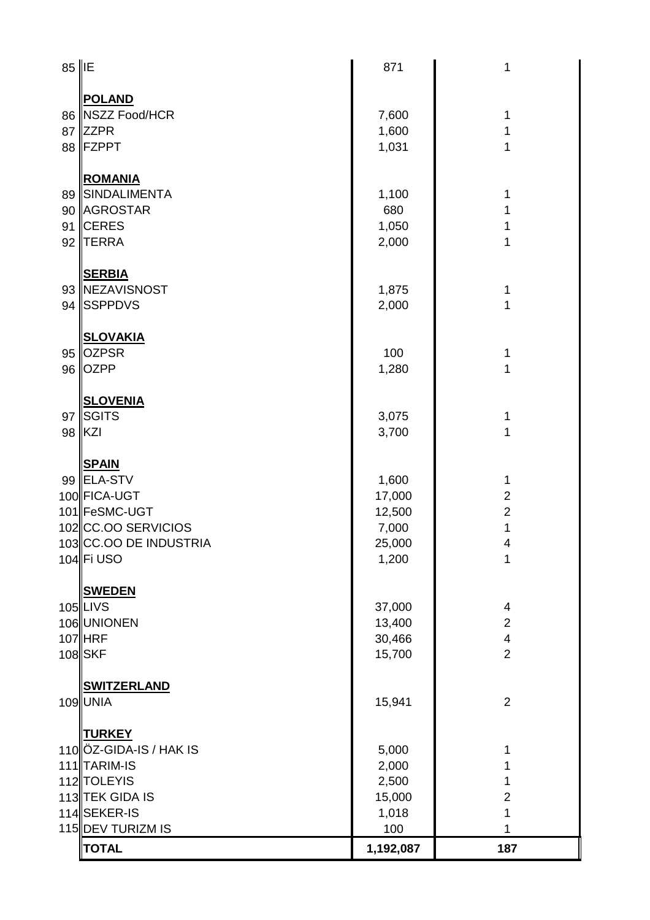| | | | |
|---|---|---|---|
| 85 | IE | 871 | 1 |
| | **POLAND** | | |
| 86 | NSZZ Food/HCR | 7,600 | 1 |
| 87 | ZZPR | 1,600 | 1 |
| 88 | FZPPT | 1,031 | 1 |
| | **ROMANIA** | | |
| 89 | SINDALIMENTA | 1,100 | 1 |
| 90 | AGROSTAR | 680 | 1 |
| 91 | CERES | 1,050 | 1 |
| 92 | TERRA | 2,000 | 1 |
| | **SERBIA** | | |
| 93 | NEZAVISNOST | 1,875 | 1 |
| 94 | SSPPDVS | 2,000 | 1 |
| | **SLOVAKIA** | | |
| 95 | OZPSR | 100 | 1 |
| 96 | OZPP | 1,280 | 1 |
| | **SLOVENIA** | | |
| 97 | SGITS | 3,075 | 1 |
| 98 | KZI | 3,700 | 1 |
| | **SPAIN** | | |
| 99 | ELA-STV | 1,600 | 1 |
| 100 | FICA-UGT | 17,000 | 2 |
| 101 | FeSMC-UGT | 12,500 | 2 |
| 102 | CC.OO SERVICIOS | 7,000 | 1 |
| 103 | CC.OO DE INDUSTRIA | 25,000 | 4 |
| 104 | Fi USO | 1,200 | 1 |
| | **SWEDEN** | | |
| 105 | LIVS | 37,000 | 4 |
| 106 | UNIONEN | 13,400 | 2 |
| 107 | HRF | 30,466 | 4 |
| 108 | SKF | 15,700 | 2 |
| | **SWITZERLAND** | | |
| 109 | UNIA | 15,941 | 2 |
| | **TURKEY** | | |
| 110 | ÖZ-GIDA-IS / HAK IS | 5,000 | 1 |
| 111 | TARIM-IS | 2,000 | 1 |
| 112 | TOLEYIS | 2,500 | 1 |
| 113 | TEK GIDA IS | 15,000 | 2 |
| 114 | SEKER-IS | 1,018 | 1 |
| 115 | DEV TURIZM IS | 100 | 1 |
| | **TOTAL** | **1,192,087** | **187** |